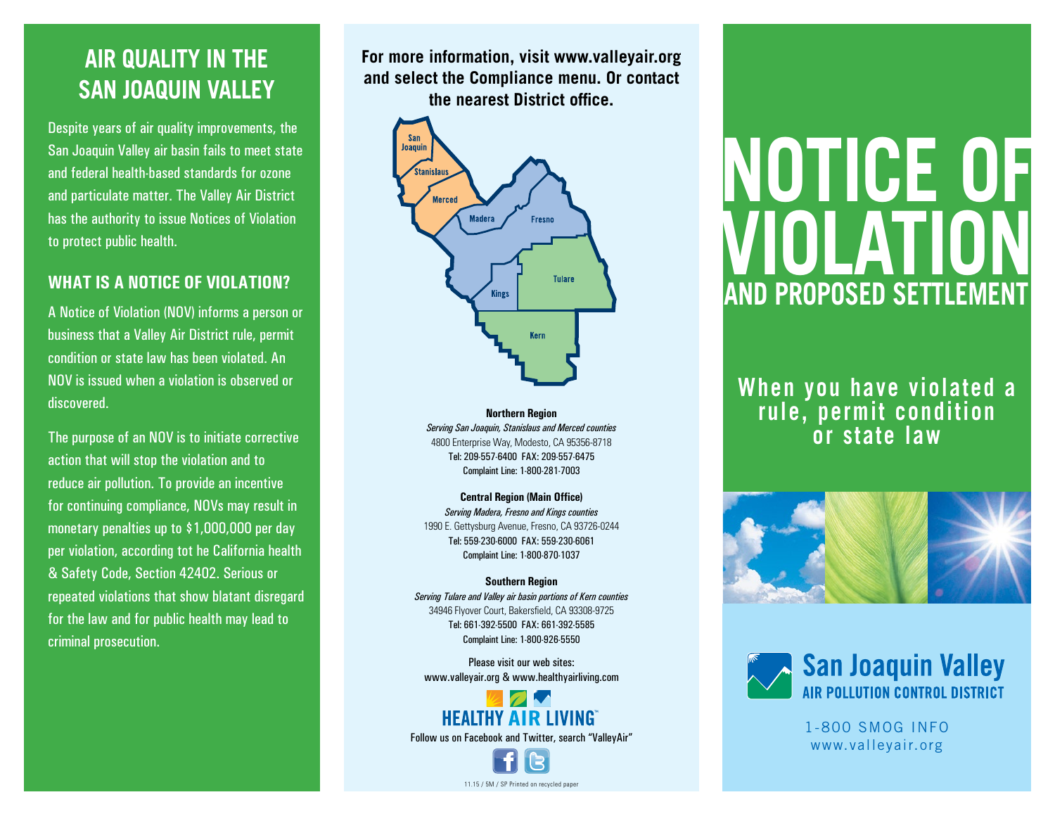## AIR QUALITY IN THE SAN JOAQUIN VALLEY

Despite years of air quality improvements, the San Joaquin Valley air basin fails to meet state and federal health-based standards for ozone and particulate matter. The Valley Air District has the authority to issue Notices of Violation to protect public health.

### WHAT IS A NOTICE OF VIOLATION?

A Notice of Violation (NOV) informs a person or business that a Valley Air District rule, permit condition or state law has been violated. An NOV is issued when a violation is observed or discovered.

The purpose of an NOV is to initiate corrective action that will stop the violation and to reduce air pollution. To provide an incentive for continuing compliance, NOVs may result in monetary penalties up to $1,000,000 per day per violation, according tot he California health & Safety Code, Section 42402. Serious or repeated violations that show blatant disregard for the law and for public health may lead to criminal prosecution.

**For more information, visit www.valleyair.org and select the Compliance menu. Or contact the nearest District office.**

San Joaquin, Stanislaus, Merced, Madera, Fresno, Kings, Tulare, Kern

**Northern Region**
*Serving San Joaquin, Stanislaus and Merced counties*
4800 Enterprise Way, Modesto, CA 95356-8718
Tel: 209-557-6400 FAX: 209-557-6475
Complaint Line: 1-800-281-7003

**Central Region (Main Office)**
*Serving Madera, Fresno and Kings counties*
1990 E. Gettysburg Avenue, Fresno, CA 93726-0244
Tel: 559-230-6000 FAX: 559-230-6061
Complaint Line: 1-800-870-1037

**Southern Region**
*Serving Tulare and Valley air basin portions of Kern counties*
34946 Flyover Court, Bakersfield, CA 93308-9725
Tel: 661-392-5500 FAX: 661-392-5585
Complaint Line: 1-800-926-5550

Please visit our web sites:
www.valleyair.org & www.healthyairliving.com

HEALTHY AIR LIVING™

Follow us on Facebook and Twitter, search "ValleyAir"

11.15 / 5M / SP Printed on recycled paper

# NOTICE OF VIOLATION AND PROPOSED SETTLEMENT

## When you have violated a rule, permit condition or state law

**San Joaquin Valley AIR POLLUTION CONTROL DISTRICT**

1-800 SMOG INFO
www.valleyair.org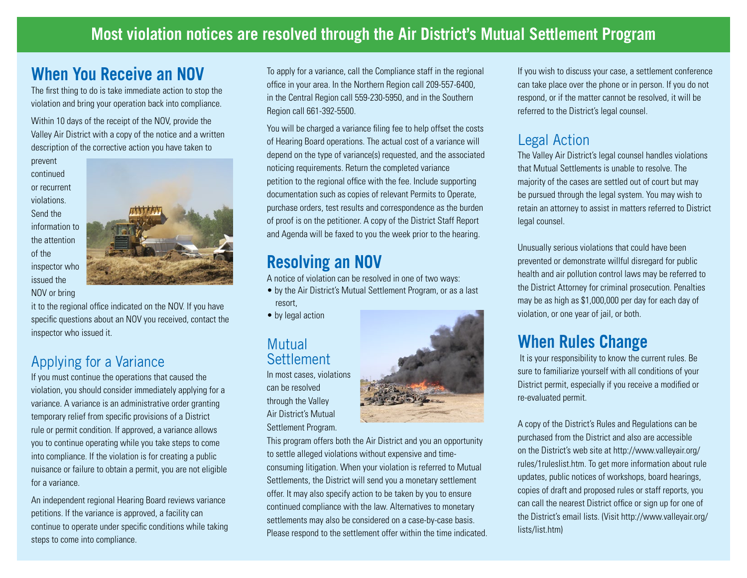# Most violation notices are resolved through the Air District's Mutual Settlement Program

## When You Receive an NOV

The first thing to do is take immediate action to stop the violation and bring your operation back into compliance.

Within 10 days of the receipt of the NOV, provide the Valley Air District with a copy of the notice and a written description of the corrective action you have taken to prevent continued or recurrent violations. Send the information to the attention of the inspector who issued the NOV or bring it to the regional office indicated on the NOV. If you have specific questions about an NOV you received, contact the inspector who issued it.

### Applying for a Variance

If you must continue the operations that caused the violation, you should consider immediately applying for a variance. A variance is an administrative order granting temporary relief from specific provisions of a District rule or permit condition. If approved, a variance allows you to continue operating while you take steps to come into compliance. If the violation is for creating a public nuisance or failure to obtain a permit, you are not eligible for a variance.

An independent regional Hearing Board reviews variance petitions. If the variance is approved, a facility can continue to operate under specific conditions while taking steps to come into compliance.

To apply for a variance, call the Compliance staff in the regional office in your area. In the Northern Region call 209-557-6400, in the Central Region call 559-230-5950, and in the Southern Region call 661-392-5500.

You will be charged a variance filing fee to help offset the costs of Hearing Board operations. The actual cost of a variance will depend on the type of variance(s) requested, and the associated noticing requirements. Return the completed variance petition to the regional office with the fee. Include supporting documentation such as copies of relevant Permits to Operate, purchase orders, test results and correspondence as the burden of proof is on the petitioner. A copy of the District Staff Report and Agenda will be faxed to you the week prior to the hearing.

## Resolving an NOV

A notice of violation can be resolved in one of two ways:

- by the Air District's Mutual Settlement Program, or as a last resort,
- by legal action

### Mutual Settlement

In most cases, violations can be resolved through the Valley Air District's Mutual Settlement Program.

This program offers both the Air District and you an opportunity to settle alleged violations without expensive and time-consuming litigation. When your violation is referred to Mutual Settlements, the District will send you a monetary settlement offer. It may also specify action to be taken by you to ensure continued compliance with the law. Alternatives to monetary settlements may also be considered on a case-by-case basis. Please respond to the settlement offer within the time indicated.

If you wish to discuss your case, a settlement conference can take place over the phone or in person. If you do not respond, or if the matter cannot be resolved, it will be referred to the District's legal counsel.

### Legal Action

The Valley Air District's legal counsel handles violations that Mutual Settlements is unable to resolve. The majority of the cases are settled out of court but may be pursued through the legal system. You may wish to retain an attorney to assist in matters referred to District legal counsel.

Unusually serious violations that could have been prevented or demonstrate willful disregard for public health and air pollution control laws may be referred to the District Attorney for criminal prosecution. Penalties may be as high as $1,000,000 per day for each day of violation, or one year of jail, or both.

## When Rules Change

It is your responsibility to know the current rules. Be sure to familiarize yourself with all conditions of your District permit, especially if you receive a modified or re-evaluated permit.

A copy of the District's Rules and Regulations can be purchased from the District and also are accessible on the District's web site at http://www.valleyair.org/rules/1ruleslist.htm. To get more information about rule updates, public notices of workshops, board hearings, copies of draft and proposed rules or staff reports, you can call the nearest District office or sign up for one of the District's email lists. (Visit http://www.valleyair.org/lists/list.htm)